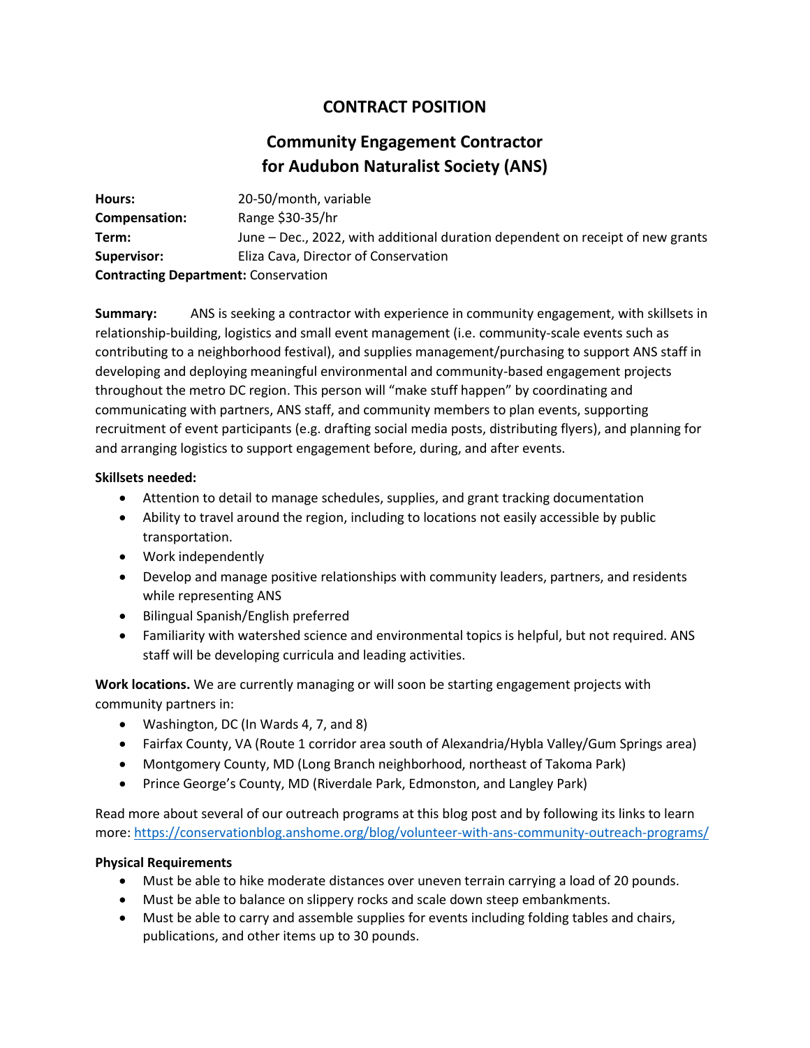# CONTRACT POSITION

## Community Engagement Contractor for Audubon Naturalist Society (ANS)

**Hours:** 20-50/month, variable
**Compensation:** Range $30-35/hr
**Term:** June – Dec., 2022, with additional duration dependent on receipt of new grants
**Supervisor:** Eliza Cava, Director of Conservation
**Contracting Department:** Conservation

**Summary:** ANS is seeking a contractor with experience in community engagement, with skillsets in relationship-building, logistics and small event management (i.e. community-scale events such as contributing to a neighborhood festival), and supplies management/purchasing to support ANS staff in developing and deploying meaningful environmental and community-based engagement projects throughout the metro DC region. This person will "make stuff happen" by coordinating and communicating with partners, ANS staff, and community members to plan events, supporting recruitment of event participants (e.g. drafting social media posts, distributing flyers), and planning for and arranging logistics to support engagement before, during, and after events.

**Skillsets needed:**

- Attention to detail to manage schedules, supplies, and grant tracking documentation
- Ability to travel around the region, including to locations not easily accessible by public transportation.
- Work independently
- Develop and manage positive relationships with community leaders, partners, and residents while representing ANS
- Bilingual Spanish/English preferred
- Familiarity with watershed science and environmental topics is helpful, but not required. ANS staff will be developing curricula and leading activities.

**Work locations.** We are currently managing or will soon be starting engagement projects with community partners in:

- Washington, DC (In Wards 4, 7, and 8)
- Fairfax County, VA (Route 1 corridor area south of Alexandria/Hybla Valley/Gum Springs area)
- Montgomery County, MD (Long Branch neighborhood, northeast of Takoma Park)
- Prince George's County, MD (Riverdale Park, Edmonston, and Langley Park)

Read more about several of our outreach programs at this blog post and by following its links to learn more: https://conservationblog.anshome.org/blog/volunteer-with-ans-community-outreach-programs/

**Physical Requirements**

- Must be able to hike moderate distances over uneven terrain carrying a load of 20 pounds.
- Must be able to balance on slippery rocks and scale down steep embankments.
- Must be able to carry and assemble supplies for events including folding tables and chairs, publications, and other items up to 30 pounds.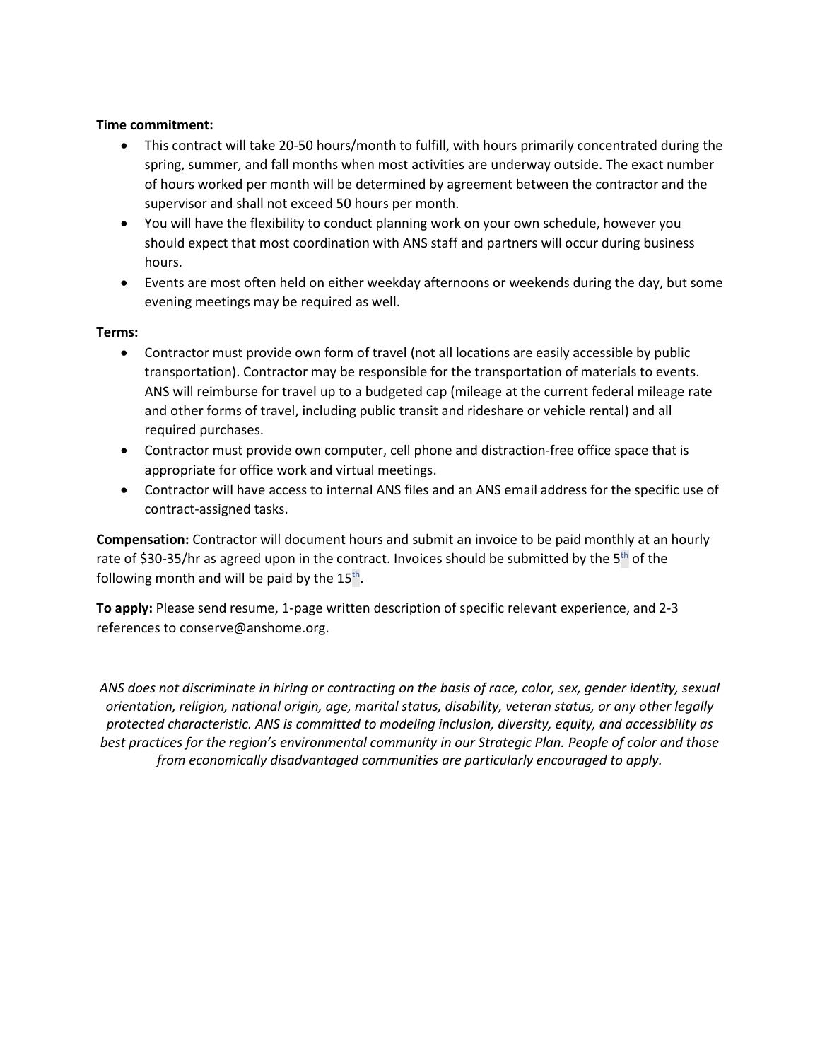**Time commitment:**

- This contract will take 20-50 hours/month to fulfill, with hours primarily concentrated during the spring, summer, and fall months when most activities are underway outside. The exact number of hours worked per month will be determined by agreement between the contractor and the supervisor and shall not exceed 50 hours per month.
- You will have the flexibility to conduct planning work on your own schedule, however you should expect that most coordination with ANS staff and partners will occur during business hours.
- Events are most often held on either weekday afternoons or weekends during the day, but some evening meetings may be required as well.

**Terms:**

- Contractor must provide own form of travel (not all locations are easily accessible by public transportation). Contractor may be responsible for the transportation of materials to events. ANS will reimburse for travel up to a budgeted cap (mileage at the current federal mileage rate and other forms of travel, including public transit and rideshare or vehicle rental) and all required purchases.
- Contractor must provide own computer, cell phone and distraction-free office space that is appropriate for office work and virtual meetings.
- Contractor will have access to internal ANS files and an ANS email address for the specific use of contract-assigned tasks.

**Compensation:** Contractor will document hours and submit an invoice to be paid monthly at an hourly rate of $30-35/hr as agreed upon in the contract. Invoices should be submitted by the 5th of the following month and will be paid by the 15th.

**To apply:** Please send resume, 1-page written description of specific relevant experience, and 2-3 references to conserve@anshome.org.

*ANS does not discriminate in hiring or contracting on the basis of race, color, sex, gender identity, sexual orientation, religion, national origin, age, marital status, disability, veteran status, or any other legally protected characteristic. ANS is committed to modeling inclusion, diversity, equity, and accessibility as best practices for the region's environmental community in our Strategic Plan. People of color and those from economically disadvantaged communities are particularly encouraged to apply.*